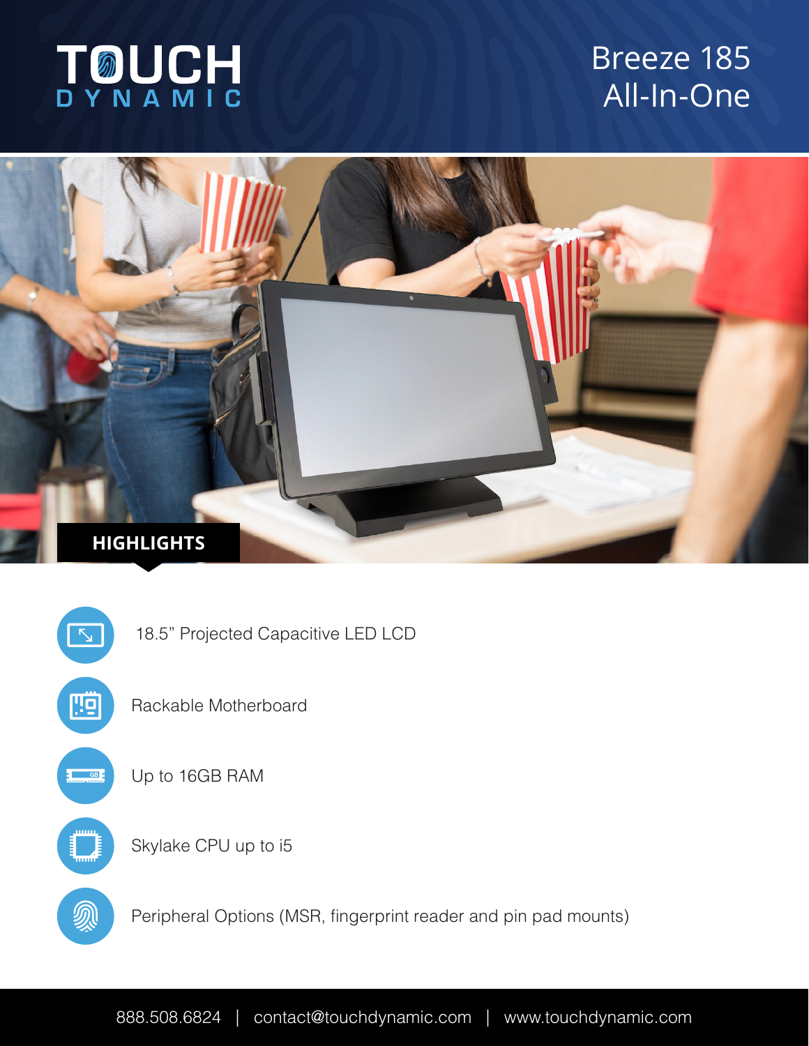# TOUCH DYNAMIC

## Breeze 185 All-In-One

### HIGHLIGHTS

- 18.5" Projected Capacitive LED LCD
- Rackable Motherboard
- Up to 16GB RAM
- Skylake CPU up to i5
- Peripheral Options (MSR, fingerprint reader and pin pad mounts)

888.508.6824 | contact@touchdynamic.com | www.touchdynamic.com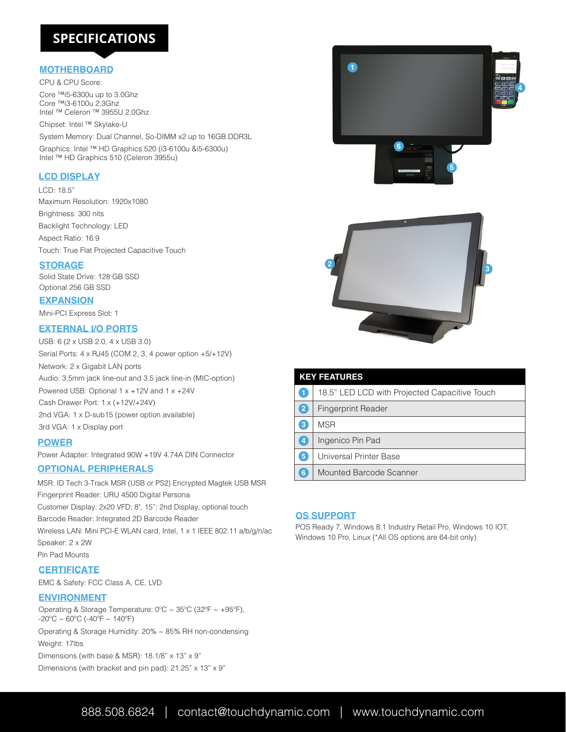# SPECIFICATIONS

## MOTHERBOARD

CPU & CPU Score:

Core ™i5-6300u up to 3.0Ghz
Core ™i3-6100u 2.3Ghz
Intel ™ Celeron ™ 3955U 2.0Ghz

Chipset: Intel ™ Skylake-U

System Memory: Dual Channel, So-DIMM x2 up to 16GB DDR3L

Graphics: Intel ™ HD Graphics 520 (i3-6100u &i5-6300u)
Intel ™ HD Graphics 510 (Celeron 3955u)

## LCD DISPLAY

LCD: 18.5"

Maximum Resolution: 1920x1080

Brightness: 300 nits

Backlight Technology: LED

Aspect Ratio: 16:9

Touch: True Flat Projected Capacitive Touch

## STORAGE

Solid State Drive: 128 GB SSD

Optional 256 GB SSD

## EXPANSION

Mini-PCI Express Slot: 1

## EXTERNAL I/O PORTS

USB: 6 (2 x USB 2.0, 4 x USB 3.0)

Serial Ports: 4 x RJ45 (COM 2, 3, 4 power option +5/+12V)

Network: 2 x Gigabit LAN ports

Audio: 3.5mm jack line-out and 3.5 jack line-in (MIC-option)

Powered USB: Optional 1 x +12V and 1 x +24V

Cash Drawer Port: 1 x (+12V/+24V)

2nd VGA: 1 x D-sub15 (power option available)

3rd VGA: 1 x Display port

## POWER

Power Adapter: Integrated 90W +19V 4.74A DIN Connector

## OPTIONAL PERIPHERALS

MSR: ID Tech 3-Track MSR (USB or PS2) Encrypted Magtek USB MSR

Fingerprint Reader: URU 4500 Digital Persona

Customer Display: 2x20 VFD; 8", 15": 2nd Display, optional touch

Barcode Reader: Integrated 2D Barcode Reader

Wireless LAN: Mini PCI-E WLAN card, Intel, 1 x 1 IEEE 802.11 a/b/g/n/ac

Speaker: 2 x 2W

Pin Pad Mounts

## CERTIFICATE

EMC & Safety: FCC Class A, CE, LVD

## ENVIRONMENT

Operating & Storage Temperature: 0ºC ~ 35ºC (32ºF ~ +95ºF),
-20ºC ~ 60ºC (-40ºF ~ 140ºF)

Operating & Storage Humidity: 20% ~ 85% RH non-condensing

Weight: 17lbs

Dimensions (with base & MSR): 18.1/8" x 13" x 9"

Dimensions (with bracket and pin pad): 21.25" x 13" x 9"

| KEY FEATURES | |
|---|---|
| 1 | 18.5" LED LCD with Projected Capacitive Touch |
| 2 | Fingerprint Reader |
| 3 | MSR |
| 4 | Ingenico Pin Pad |
| 5 | Universal Printer Base |
| 6 | Mounted Barcode Scanner |

## OS SUPPORT

POS Ready 7, Windows 8.1 Industry Retail Pro, Windows 10 IOT, Windows 10 Pro, Linux (*All OS options are 64-bit only)

888.508.6824 | contact@touchdynamic.com | www.touchdynamic.com